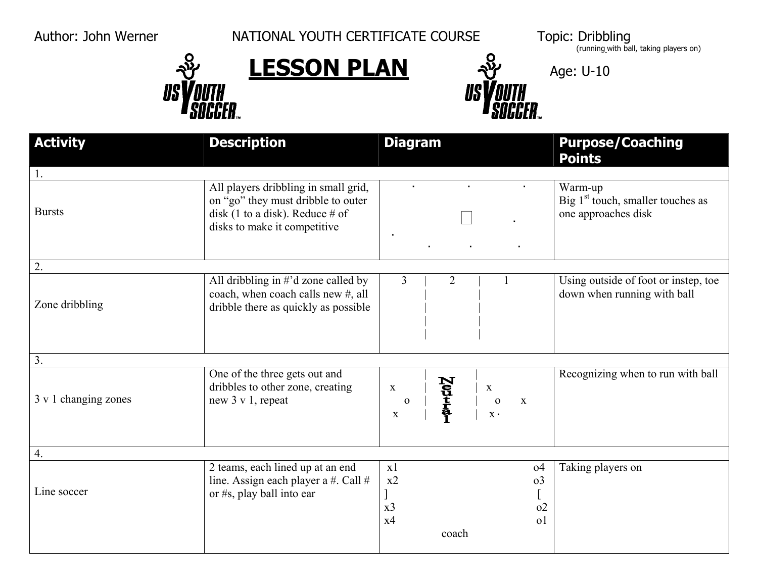Author: John Werner

NATIONAL YOUTH CERTIFICATE COURSE

Topic: Dribbling
(running with ball, taking players on)

# LESSON PLAN

Age: U-10

| Activity | Description | Diagram | Purpose/Coaching Points |
|---|---|---|---|
| 1. | | | |
| Bursts | All players dribbling in small grid, on "go" they must dribble to outer disk (1 to a disk). Reduce # of disks to make it competitive | | Warm-up<br>Big 1st touch, smaller touches as one approaches disk |
| 2. | | | |
| Zone dribbling | All dribbling in #'d zone called by coach, when coach calls new #, all dribble there as quickly as possible | 3 \| 2 \| 1 | Using outside of foot or instep, toe down when running with ball |
| 3. | | | |
| 3 v 1 changing zones | One of the three gets out and dribbles to other zone, creating new 3 v 1, repeat | x o x \| Neutral \| x o x x | Recognizing when to run with ball |
| 4. | | | |
| Line soccer | 2 teams, each lined up at an end line. Assign each player a #. Call # or #s, play ball into ear | x1 o4<br>x2 o3<br>] [<br>x3 o2<br>x4 o1<br>coach | Taking players on |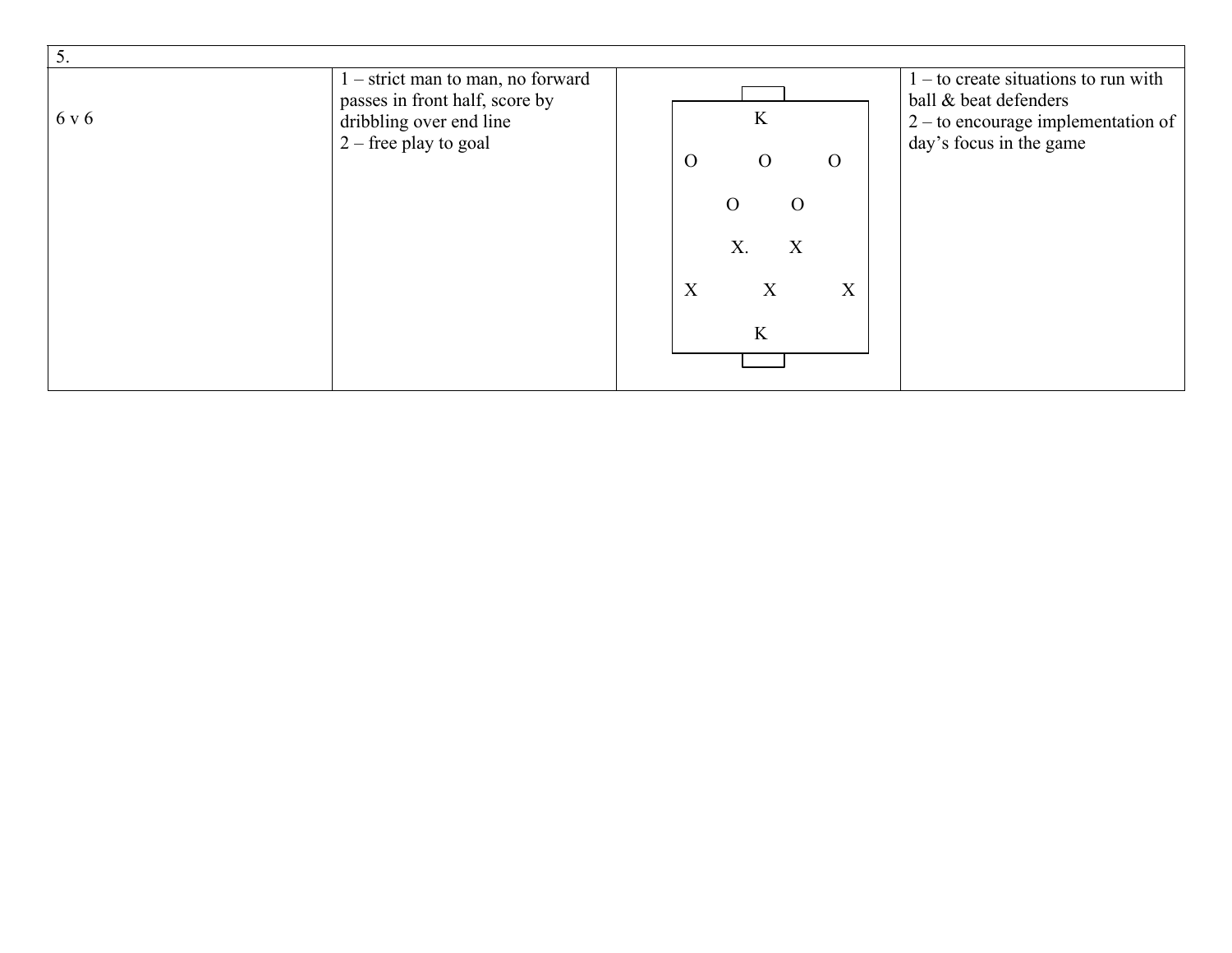| 5. | | | |
|---|---|---|---|
| 6 v 6 | 1 – strict man to man, no forward passes in front half, score by dribbling over end line<br>2 – free play to goal | K<br>O O O<br>O O<br>X. X<br>X X X<br>K | 1 – to create situations to run with ball & beat defenders<br>2 – to encourage implementation of day's focus in the game |